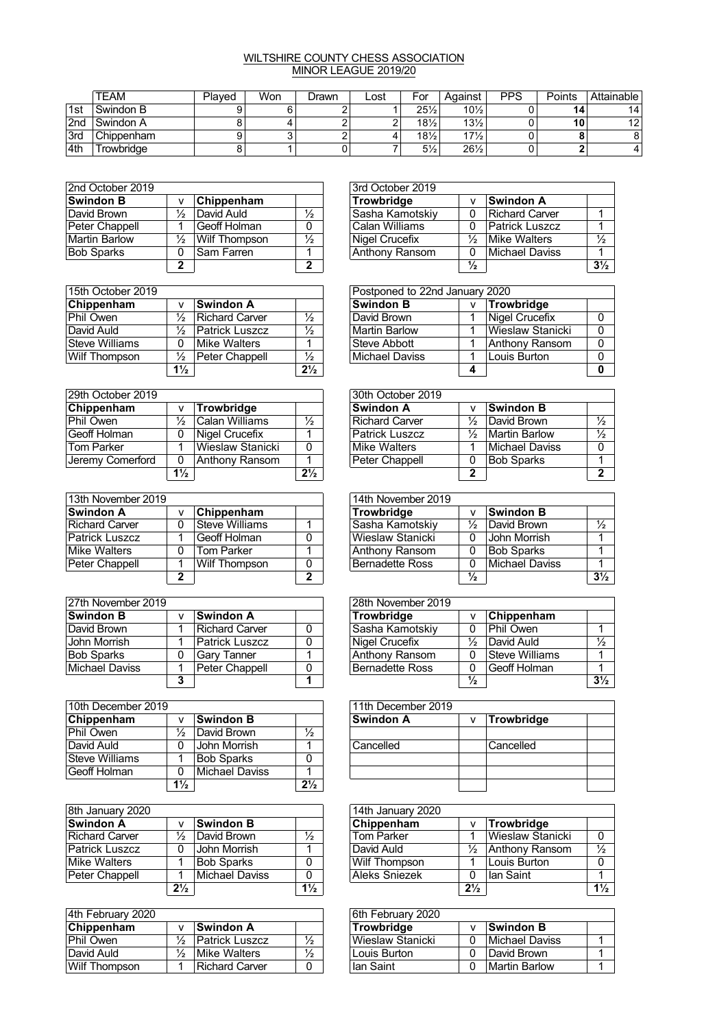# WILTSHIRE COUNTY CHESS ASSOCIATION
## MINOR LEAGUE 2019/20

| | TEAM | Played | Won | Drawn | Lost | For | Against | PPS | Points | Attainable |
|---|---|---|---|---|---|---|---|---|---|---|
| 1st | Swindon B | 9 | 6 | 2 | 1 | 25½ | 10½ | 0 | **14** | 14 |
| 2nd | Swindon A | 8 | 4 | 2 | 2 | 18½ | 13½ | 0 | **10** | 12 |
| 3rd | Chippenham | 9 | 3 | 2 | 4 | 18½ | 17½ | 0 | **8** | 8 |
| 4th | Trowbridge | 8 | 1 | 0 | 7 | 5½ | 26½ | 0 | **2** | 4 |

| 2nd October 2019 | | | |
|---|---|---|---|
| **Swindon B** | v | **Chippenham** | |
| David Brown | ½ | David Auld | ½ |
| Peter Chappell | 1 | Geoff Holman | 0 |
| Martin Barlow | ½ | Wilf Thompson | ½ |
| Bob Sparks | 0 | Sam Farren | 1 |
| | **2** | | **2** |

| 3rd October 2019 | | | |
|---|---|---|---|
| **Trowbridge** | v | **Swindon A** | |
| Sasha Kamotskiy | 0 | Richard Carver | 1 |
| Calan Williams | 0 | Patrick Luszcz | 1 |
| Nigel Crucefix | ½ | Mike Walters | ½ |
| Anthony Ransom | 0 | Michael Daviss | 1 |
| | **½** | | **3½** |

| 15th October 2019 | | | |
|---|---|---|---|
| **Chippenham** | v | **Swindon A** | |
| Phil Owen | ½ | Richard Carver | ½ |
| David Auld | ½ | Patrick Luszcz | ½ |
| Steve Williams | 0 | Mike Walters | 1 |
| Wilf Thompson | ½ | Peter Chappell | ½ |
| | **1½** | | **2½** |

| Postponed to 22nd January 2020 | | | |
|---|---|---|---|
| **Swindon B** | v | **Trowbridge** | |
| David Brown | 1 | Nigel Crucefix | 0 |
| Martin Barlow | 1 | Wieslaw Stanicki | 0 |
| Steve Abbott | 1 | Anthony Ransom | 0 |
| Michael Daviss | 1 | Louis Burton | 0 |
| | **4** | | **0** |

| 29th October 2019 | | | |
|---|---|---|---|
| **Chippenham** | v | **Trowbridge** | |
| Phil Owen | ½ | Calan Williams | ½ |
| Geoff Holman | 0 | Nigel Crucefix | 1 |
| Tom Parker | 1 | Wieslaw Stanicki | 0 |
| Jeremy Comerford | 0 | Anthony Ransom | 1 |
| | **1½** | | **2½** |

| 30th October 2019 | | | |
|---|---|---|---|
| **Swindon A** | v | **Swindon B** | |
| Richard Carver | ½ | David Brown | ½ |
| Patrick Luszcz | ½ | Martin Barlow | ½ |
| Mike Walters | 1 | Michael Daviss | 0 |
| Peter Chappell | 0 | Bob Sparks | 1 |
| | **2** | | **2** |

| 13th November 2019 | | | |
|---|---|---|---|
| **Swindon A** | v | **Chippenham** | |
| Richard Carver | 0 | Steve Williams | 1 |
| Patrick Luszcz | 1 | Geoff Holman | 0 |
| Mike Walters | 0 | Tom Parker | 1 |
| Peter Chappell | 1 | Wilf Thompson | 0 |
| | **2** | | **2** |

| 14th November 2019 | | | |
|---|---|---|---|
| **Trowbridge** | v | **Swindon B** | |
| Sasha Kamotskiy | ½ | David Brown | ½ |
| Wieslaw Stanicki | 0 | John Morrish | 1 |
| Anthony Ransom | 0 | Bob Sparks | 1 |
| Bernadette Ross | 0 | Michael Daviss | 1 |
| | **½** | | **3½** |

| 27th November 2019 | | | |
|---|---|---|---|
| **Swindon B** | v | **Swindon A** | |
| David Brown | 1 | Richard Carver | 0 |
| John Morrish | 1 | Patrick Luszcz | 0 |
| Bob Sparks | 0 | Gary Tanner | 1 |
| Michael Daviss | 1 | Peter Chappell | 0 |
| | **3** | | **1** |

| 28th November 2019 | | | |
|---|---|---|---|
| **Trowbridge** | v | **Chippenham** | |
| Sasha Kamotskiy | 0 | Phil Owen | 1 |
| Nigel Crucefix | ½ | David Auld | ½ |
| Anthony Ransom | 0 | Steve Williams | 1 |
| Bernadette Ross | 0 | Geoff Holman | 1 |
| | **½** | | **3½** |

| 10th December 2019 | | | |
|---|---|---|---|
| **Chippenham** | v | **Swindon B** | |
| Phil Owen | ½ | David Brown | ½ |
| David Auld | 0 | John Morrish | 1 |
| Steve Williams | 1 | Bob Sparks | 0 |
| Geoff Holman | 0 | Michael Daviss | 1 |
| | **1½** | | **2½** |

| 11th December 2019 | | | |
|---|---|---|---|
| **Swindon A** | v | **Trowbridge** | |
| | | | |
| Cancelled | | Cancelled | |
| | | | |
| | | | |

| 8th January 2020 | | | |
|---|---|---|---|
| **Swindon A** | v | **Swindon B** | |
| Richard Carver | ½ | David Brown | ½ |
| Patrick Luszcz | 0 | John Morrish | 1 |
| Mike Walters | 1 | Bob Sparks | 0 |
| Peter Chappell | 1 | Michael Daviss | 0 |
| | **2½** | | **1½** |

| 14th January 2020 | | | |
|---|---|---|---|
| **Chippenham** | v | **Trowbridge** | |
| Tom Parker | 1 | Wieslaw Stanicki | 0 |
| David Auld | ½ | Anthony Ransom | ½ |
| Wilf Thompson | 1 | Louis Burton | 0 |
| Aleks Sniezek | 0 | Ian Saint | 1 |
| | **2½** | | **1½** |

| 4th February 2020 | | | |
|---|---|---|---|
| **Chippenham** | v | **Swindon A** | |
| Phil Owen | ½ | Patrick Luszcz | ½ |
| David Auld | ½ | Mike Walters | ½ |
| Wilf Thompson | 1 | Richard Carver | 0 |

| 6th February 2020 | | | |
|---|---|---|---|
| **Trowbridge** | v | **Swindon B** | |
| Wieslaw Stanicki | 0 | Michael Daviss | 1 |
| Louis Burton | 0 | David Brown | 1 |
| Ian Saint | 0 | Martin Barlow | 1 |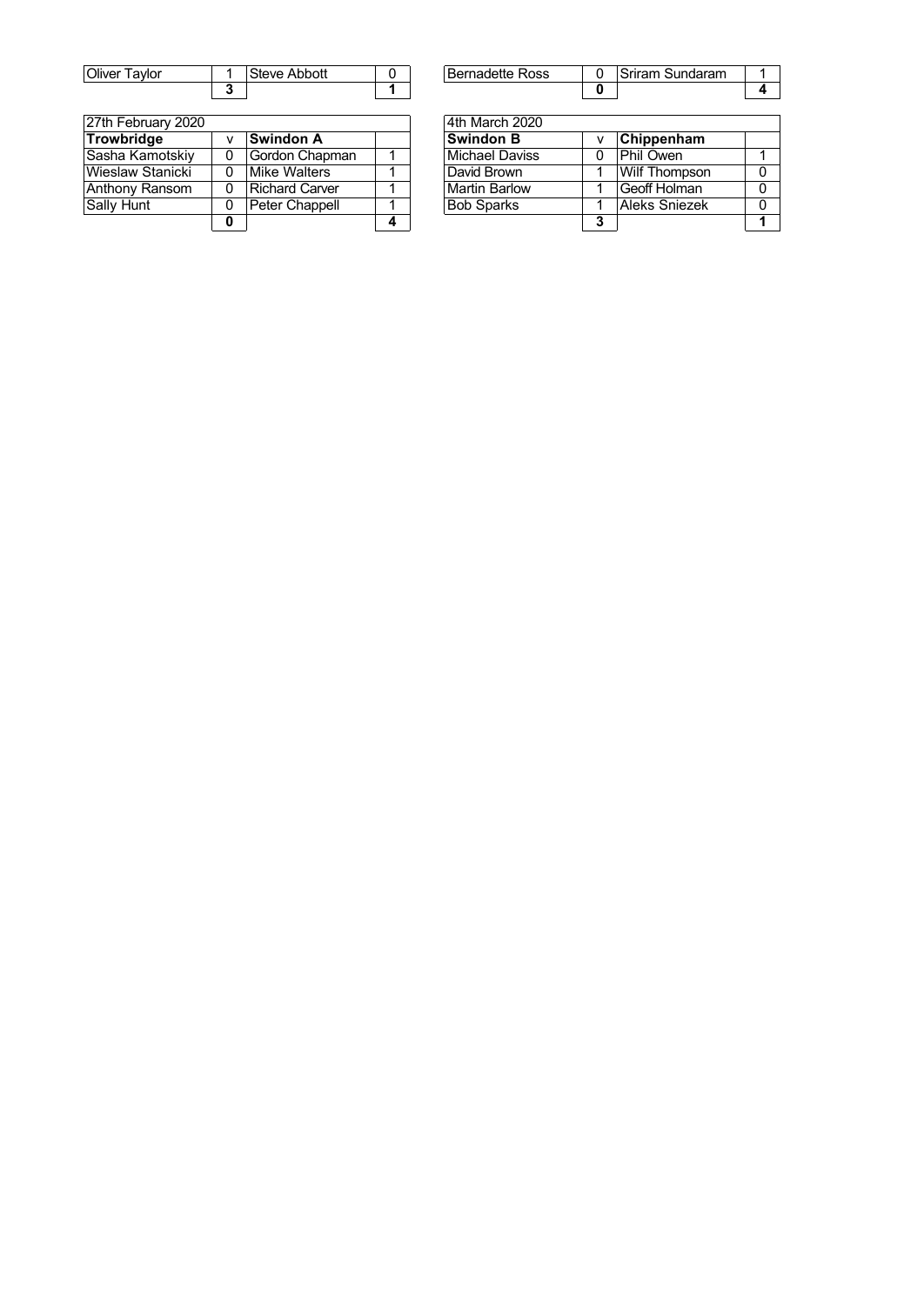| | | | |
|---|---|---|---|
| Oliver Taylor | 1 | Steve Abbott | 0 |
| | **3** | | **1** |

| | | | |
|---|---|---|---|
| Bernadette Ross | 0 | Sriram Sundaram | 1 |
| | **0** | | **4** |

27th February 2020

| **Trowbridge** | v | **Swindon A** | |
|---|---|---|---|
| Sasha Kamotskiy | 0 | Gordon Chapman | 1 |
| Wieslaw Stanicki | 0 | Mike Walters | 1 |
| Anthony Ransom | 0 | Richard Carver | 1 |
| Sally Hunt | 0 | Peter Chappell | 1 |
| | **0** | | **4** |

4th March 2020

| **Swindon B** | v | **Chippenham** | |
|---|---|---|---|
| Michael Daviss | 0 | Phil Owen | 1 |
| David Brown | 1 | Wilf Thompson | 0 |
| Martin Barlow | 1 | Geoff Holman | 0 |
| Bob Sparks | 1 | Aleks Sniezek | 0 |
| | **3** | | **1** |